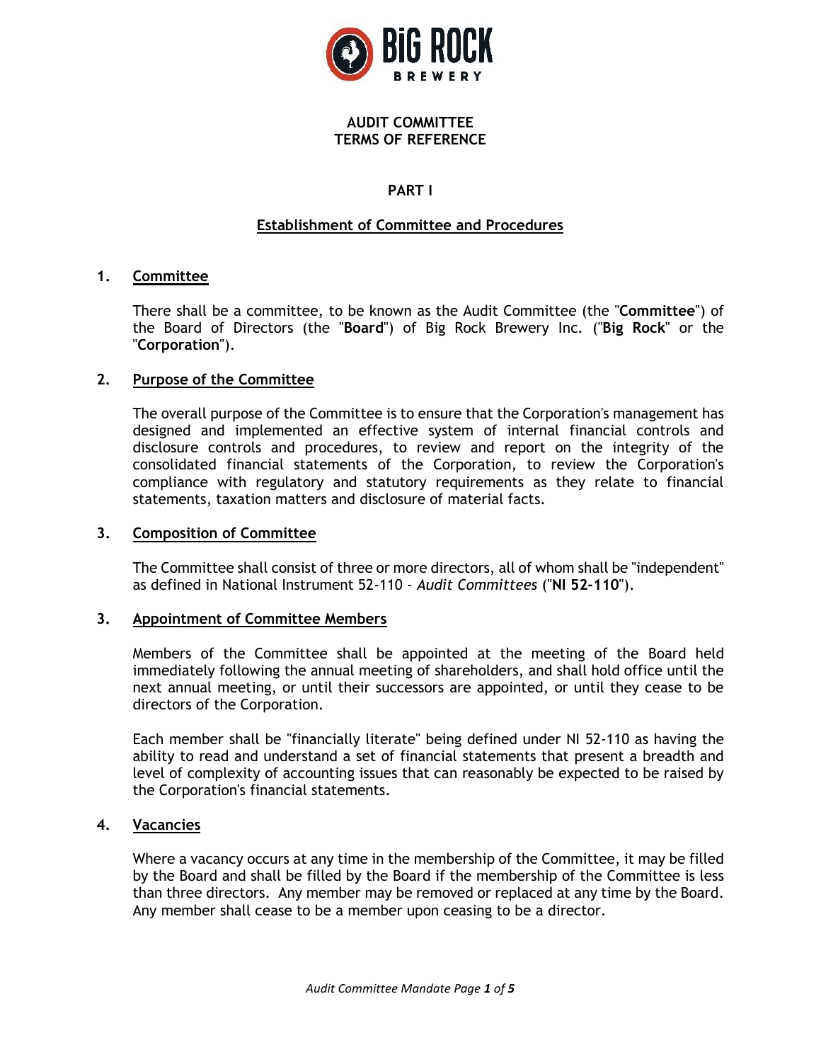# AUDIT COMMITTEE
# TERMS OF REFERENCE

## PART I

## Establishment of Committee and Procedures

### 1. Committee

There shall be a committee, to be known as the Audit Committee (the "**Committee**") of the Board of Directors (the "**Board**") of Big Rock Brewery Inc. ("**Big Rock**" or the "**Corporation**").

### 2. Purpose of the Committee

The overall purpose of the Committee is to ensure that the Corporation's management has designed and implemented an effective system of internal financial controls and disclosure controls and procedures, to review and report on the integrity of the consolidated financial statements of the Corporation, to review the Corporation's compliance with regulatory and statutory requirements as they relate to financial statements, taxation matters and disclosure of material facts.

### 3. Composition of Committee

The Committee shall consist of three or more directors, all of whom shall be "independent" as defined in National Instrument 52-110 - *Audit Committees* ("**NI 52-110**").

### 3. Appointment of Committee Members

Members of the Committee shall be appointed at the meeting of the Board held immediately following the annual meeting of shareholders, and shall hold office until the next annual meeting, or until their successors are appointed, or until they cease to be directors of the Corporation.

Each member shall be "financially literate" being defined under NI 52-110 as having the ability to read and understand a set of financial statements that present a breadth and level of complexity of accounting issues that can reasonably be expected to be raised by the Corporation's financial statements.

### 4. Vacancies

Where a vacancy occurs at any time in the membership of the Committee, it may be filled by the Board and shall be filled by the Board if the membership of the Committee is less than three directors. Any member may be removed or replaced at any time by the Board. Any member shall cease to be a member upon ceasing to be a director.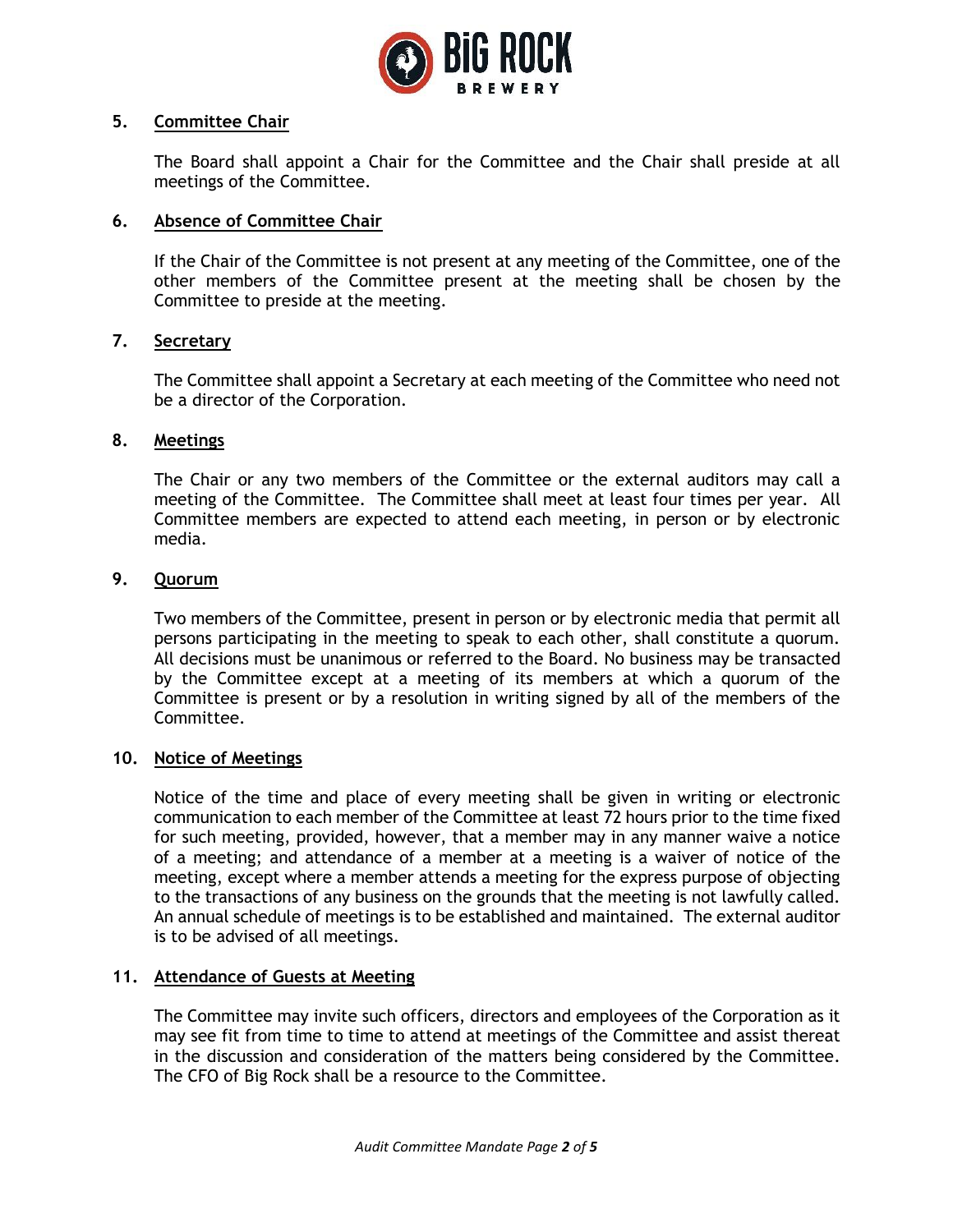### 5. Committee Chair

The Board shall appoint a Chair for the Committee and the Chair shall preside at all meetings of the Committee.

### 6. Absence of Committee Chair

If the Chair of the Committee is not present at any meeting of the Committee, one of the other members of the Committee present at the meeting shall be chosen by the Committee to preside at the meeting.

### 7. Secretary

The Committee shall appoint a Secretary at each meeting of the Committee who need not be a director of the Corporation.

### 8. Meetings

The Chair or any two members of the Committee or the external auditors may call a meeting of the Committee. The Committee shall meet at least four times per year. All Committee members are expected to attend each meeting, in person or by electronic media.

### 9. Quorum

Two members of the Committee, present in person or by electronic media that permit all persons participating in the meeting to speak to each other, shall constitute a quorum. All decisions must be unanimous or referred to the Board. No business may be transacted by the Committee except at a meeting of its members at which a quorum of the Committee is present or by a resolution in writing signed by all of the members of the Committee.

### 10. Notice of Meetings

Notice of the time and place of every meeting shall be given in writing or electronic communication to each member of the Committee at least 72 hours prior to the time fixed for such meeting, provided, however, that a member may in any manner waive a notice of a meeting; and attendance of a member at a meeting is a waiver of notice of the meeting, except where a member attends a meeting for the express purpose of objecting to the transactions of any business on the grounds that the meeting is not lawfully called. An annual schedule of meetings is to be established and maintained. The external auditor is to be advised of all meetings.

### 11. Attendance of Guests at Meeting

The Committee may invite such officers, directors and employees of the Corporation as it may see fit from time to time to attend at meetings of the Committee and assist thereat in the discussion and consideration of the matters being considered by the Committee. The CFO of Big Rock shall be a resource to the Committee.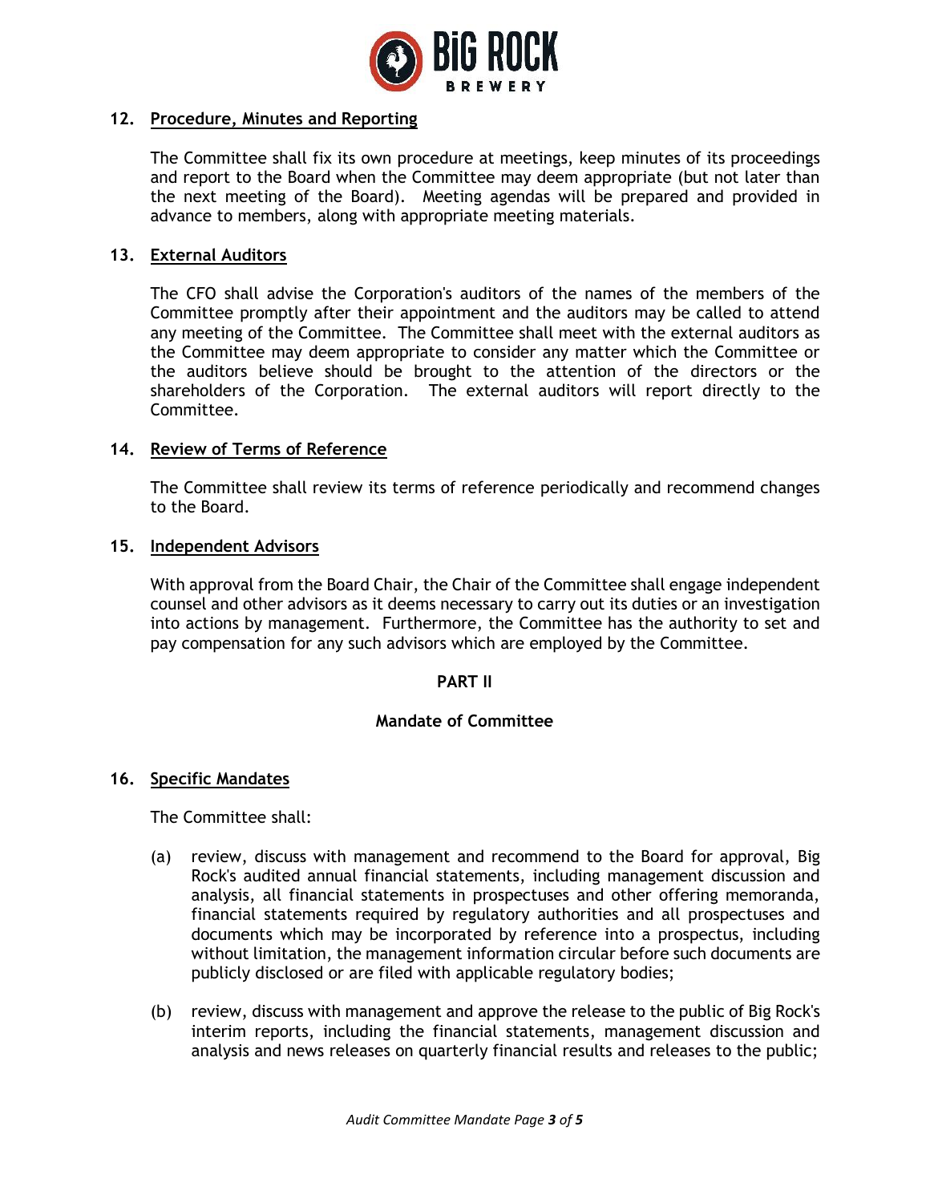**12. Procedure, Minutes and Reporting**

The Committee shall fix its own procedure at meetings, keep minutes of its proceedings and report to the Board when the Committee may deem appropriate (but not later than the next meeting of the Board). Meeting agendas will be prepared and provided in advance to members, along with appropriate meeting materials.

**13. External Auditors**

The CFO shall advise the Corporation's auditors of the names of the members of the Committee promptly after their appointment and the auditors may be called to attend any meeting of the Committee. The Committee shall meet with the external auditors as the Committee may deem appropriate to consider any matter which the Committee or the auditors believe should be brought to the attention of the directors or the shareholders of the Corporation. The external auditors will report directly to the Committee.

**14. Review of Terms of Reference**

The Committee shall review its terms of reference periodically and recommend changes to the Board.

**15. Independent Advisors**

With approval from the Board Chair, the Chair of the Committee shall engage independent counsel and other advisors as it deems necessary to carry out its duties or an investigation into actions by management. Furthermore, the Committee has the authority to set and pay compensation for any such advisors which are employed by the Committee.

## PART II

## Mandate of Committee

**16. Specific Mandates**

The Committee shall:

(a) review, discuss with management and recommend to the Board for approval, Big Rock's audited annual financial statements, including management discussion and analysis, all financial statements in prospectuses and other offering memoranda, financial statements required by regulatory authorities and all prospectuses and documents which may be incorporated by reference into a prospectus, including without limitation, the management information circular before such documents are publicly disclosed or are filed with applicable regulatory bodies;

(b) review, discuss with management and approve the release to the public of Big Rock's interim reports, including the financial statements, management discussion and analysis and news releases on quarterly financial results and releases to the public;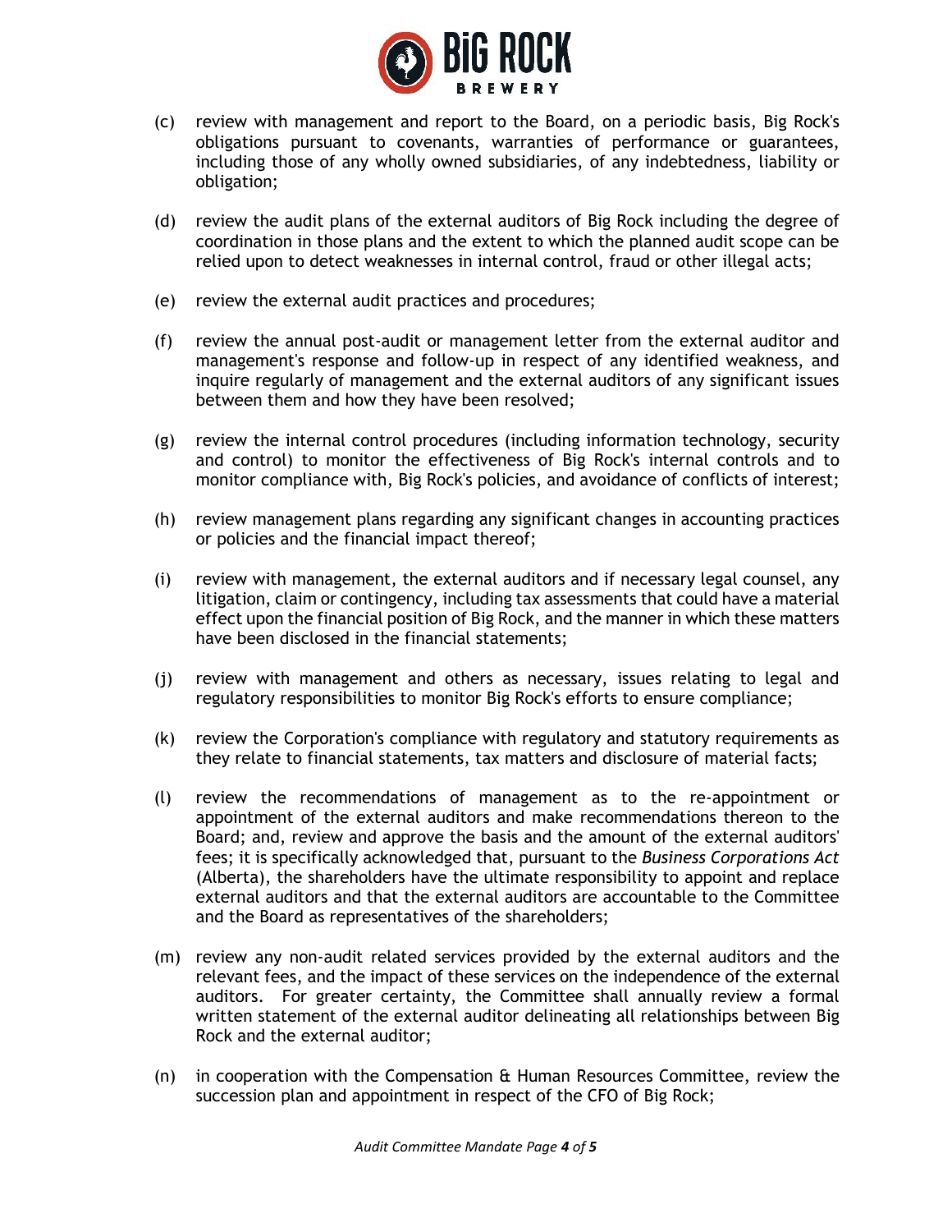(c) review with management and report to the Board, on a periodic basis, Big Rock's obligations pursuant to covenants, warranties of performance or guarantees, including those of any wholly owned subsidiaries, of any indebtedness, liability or obligation;

(d) review the audit plans of the external auditors of Big Rock including the degree of coordination in those plans and the extent to which the planned audit scope can be relied upon to detect weaknesses in internal control, fraud or other illegal acts;

(e) review the external audit practices and procedures;

(f) review the annual post-audit or management letter from the external auditor and management's response and follow-up in respect of any identified weakness, and inquire regularly of management and the external auditors of any significant issues between them and how they have been resolved;

(g) review the internal control procedures (including information technology, security and control) to monitor the effectiveness of Big Rock's internal controls and to monitor compliance with, Big Rock's policies, and avoidance of conflicts of interest;

(h) review management plans regarding any significant changes in accounting practices or policies and the financial impact thereof;

(i) review with management, the external auditors and if necessary legal counsel, any litigation, claim or contingency, including tax assessments that could have a material effect upon the financial position of Big Rock, and the manner in which these matters have been disclosed in the financial statements;

(j) review with management and others as necessary, issues relating to legal and regulatory responsibilities to monitor Big Rock's efforts to ensure compliance;

(k) review the Corporation's compliance with regulatory and statutory requirements as they relate to financial statements, tax matters and disclosure of material facts;

(l) review the recommendations of management as to the re-appointment or appointment of the external auditors and make recommendations thereon to the Board; and, review and approve the basis and the amount of the external auditors' fees; it is specifically acknowledged that, pursuant to the *Business Corporations Act* (Alberta), the shareholders have the ultimate responsibility to appoint and replace external auditors and that the external auditors are accountable to the Committee and the Board as representatives of the shareholders;

(m) review any non-audit related services provided by the external auditors and the relevant fees, and the impact of these services on the independence of the external auditors. For greater certainty, the Committee shall annually review a formal written statement of the external auditor delineating all relationships between Big Rock and the external auditor;

(n) in cooperation with the Compensation & Human Resources Committee, review the succession plan and appointment in respect of the CFO of Big Rock;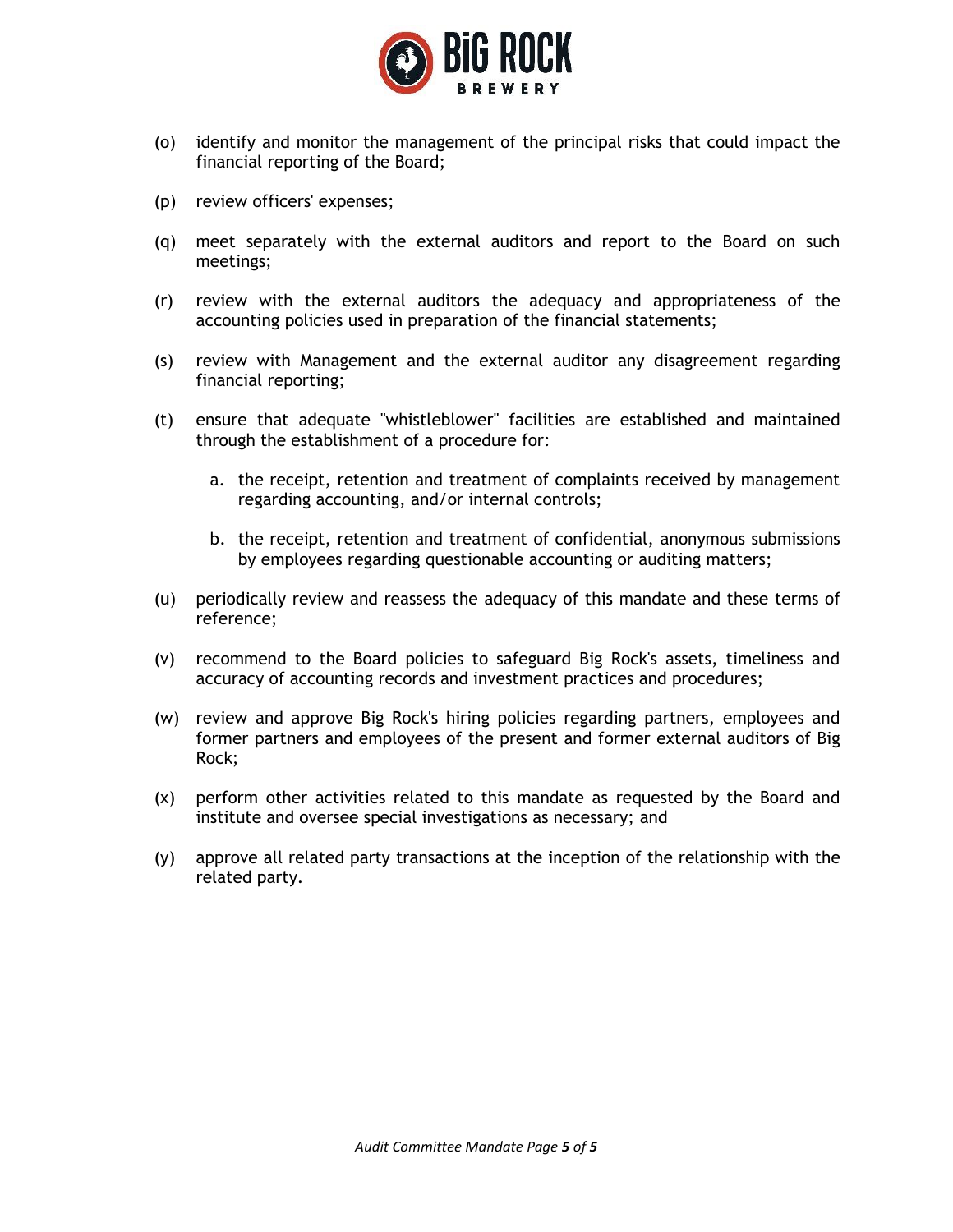(o) identify and monitor the management of the principal risks that could impact the financial reporting of the Board;

(p) review officers' expenses;

(q) meet separately with the external auditors and report to the Board on such meetings;

(r) review with the external auditors the adequacy and appropriateness of the accounting policies used in preparation of the financial statements;

(s) review with Management and the external auditor any disagreement regarding financial reporting;

(t) ensure that adequate "whistleblower" facilities are established and maintained through the establishment of a procedure for:

   a. the receipt, retention and treatment of complaints received by management regarding accounting, and/or internal controls;

   b. the receipt, retention and treatment of confidential, anonymous submissions by employees regarding questionable accounting or auditing matters;

(u) periodically review and reassess the adequacy of this mandate and these terms of reference;

(v) recommend to the Board policies to safeguard Big Rock's assets, timeliness and accuracy of accounting records and investment practices and procedures;

(w) review and approve Big Rock's hiring policies regarding partners, employees and former partners and employees of the present and former external auditors of Big Rock;

(x) perform other activities related to this mandate as requested by the Board and institute and oversee special investigations as necessary; and

(y) approve all related party transactions at the inception of the relationship with the related party.